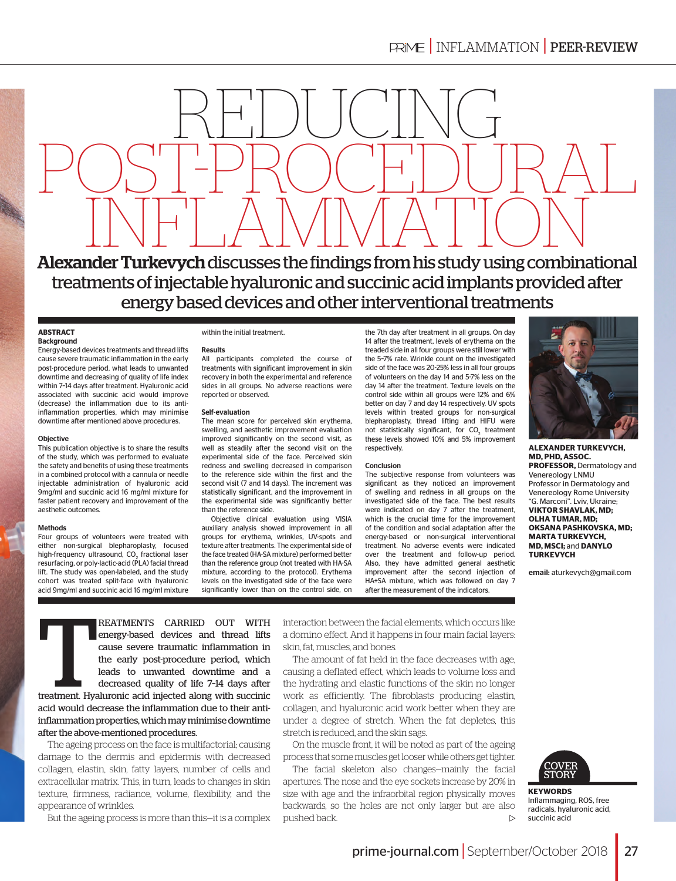# REDUCING POST-PROCEDURAL INFLAMMATION

**Alexander Turkevych** discusses the findings from his study using combinational treatments of injectable hyaluronic and succinic acid implants provided after energy based devices and other interventional treatments

**ALEXANDER TURKEVYCH, MD, PHD, ASSOC. PROFESSOR,** Dermatology and Venereology LNMU Professor in Dermatology and Venereology Rome University "G. Marconi". Lviv, Ukraine; **VIKTOR SHAVLAK, MD; OLHA TUMAR, MD; OKSANA PASHKOVSKA, MD; MARTA TURKEVYCH, MD, MSCI;** and **DANYLO TURKEVYCH**

**email:** aturkevych@gmail.com

## ABSTRACT

### Background

Energy-based devices treatments and thread lifts cause severe traumatic inflammation in the early post-procedure period, what leads to unwanted downtime and decreasing of quality of life index within 7-14 days after treatment. Hyaluronic acid associated with succinic acid would improve (decrease) the inflammation due to its anti-inflammation properties, which may minimise downtime after mentioned above procedures.

### Objective

This publication objective is to share the results of the study, which was performed to evaluate the safety and benefits of using these treatments in a combined protocol with a cannula or needle injectable administration of hyaluronic acid 9mg/ml and succinic acid 16 mg/ml mixture for faster patient recovery and improvement of the aesthetic outcomes.

### Methods

Four groups of volunteers were treated with either non-surgical blepharoplasty, focused high-frequency ultrasound, $CO_2$ fractional laser resurfacing, or poly-lactic-acid (PLA) facial thread lift. The study was open-labeled, and the study cohort was treated split-face with hyaluronic acid 9mg/ml and succinic acid 16 mg/ml mixture within the initial treatment.

### Results

All participants completed the course of treatments with significant improvement in skin recovery in both the experimental and reference sides in all groups. No adverse reactions were reported or observed.

### Self-evaluation

The mean score for perceived skin erythema, swelling, and aesthetic improvement evaluation improved significantly on the second visit, as well as steadily after the second visit on the experimental side of the face. Perceived skin redness and swelling decreased in comparison to the reference side within the first and the second visit (7 and 14 days). The increment was statistically significant, and the improvement in the experimental side was significantly better than the reference side.

Objective clinical evaluation using VISIA auxiliary analysis showed improvement in all groups for erythema, wrinkles, UV-spots and texture after treatments. The experimental side of the face treated (HA-SA mixture) performed better than the reference group (not treated with HA-SA mixture, according to the protocol). Erythema levels on the investigated side of the face were significantly lower than on the control side, on the 7th day after treatment in all groups. On day 14 after the treatment, levels of erythema on the treaded side in all four groups were still lower with the 5-7% rate. Wrinkle count on the investigated side of the face was 20-25% less in all four groups of volunteers on the day 14 and 5-7% less on the day 14 after the treatment. Texture levels on the control side within all groups were 12% and 6% better on day 7 and day 14 respectively. UV spots levels within treated groups for non-surgical blepharoplasty, thread lifting and HIFU were not statistically significant, for $CO_2$ treatment these levels showed 10% and 5% improvement respectively.

### Conclusion

The subjective response from volunteers was significant as they noticed an improvement of swelling and redness in all groups on the investigated side of the face. The best results were indicated on day 7 after the treatment, which is the crucial time for the improvement of the condition and social adaptation after the energy-based or non-surgical interventional treatment. No adverse events were indicated over the treatment and follow-up period. Also, they have admitted general aesthetic improvement after the second injection of HA+SA mixture, which was followed on day 7 after the measurement of the indicators.

---

Treatments carried out with energy-based devices and thread lifts cause severe traumatic inflammation in the early post-procedure period, which leads to unwanted downtime and a decreased quality of life 7-14 days after treatment. Hyaluronic acid injected along with succinic acid would decrease the inflammation due to their anti-inflammation properties, which may minimise downtime after the above-mentioned procedures.

The ageing process on the face is multifactorial; causing damage to the dermis and epidermis with decreased collagen, elastin, skin, fatty layers, number of cells and extracellular matrix. This, in turn, leads to changes in skin texture, firmness, radiance, volume, flexibility, and the appearance of wrinkles.

But the ageing process is more than this—it is a complex interaction between the facial elements, which occurs like a domino effect. And it happens in four main facial layers: skin, fat, muscles, and bones.

The amount of fat held in the face decreases with age, causing a deflated effect, which leads to volume loss and the hydrating and elastic functions of the skin no longer work as efficiently. The fibroblasts producing elastin, collagen, and hyaluronic acid work better when they are under a degree of stretch. When the fat depletes, this stretch is reduced, and the skin sags.

On the muscle front, it will be noted as part of the ageing process that some muscles get looser while others get tighter.

The facial skeleton also changes—mainly the facial apertures. The nose and the eye sockets increase by 20% in size with age and the infraorbital region physically moves backwards, so the holes are not only larger but are also pushed back.

COVER STORY

**KEYWORDS**
Inflammaging, ROS, free radicals, hyaluronic acid, succinic acid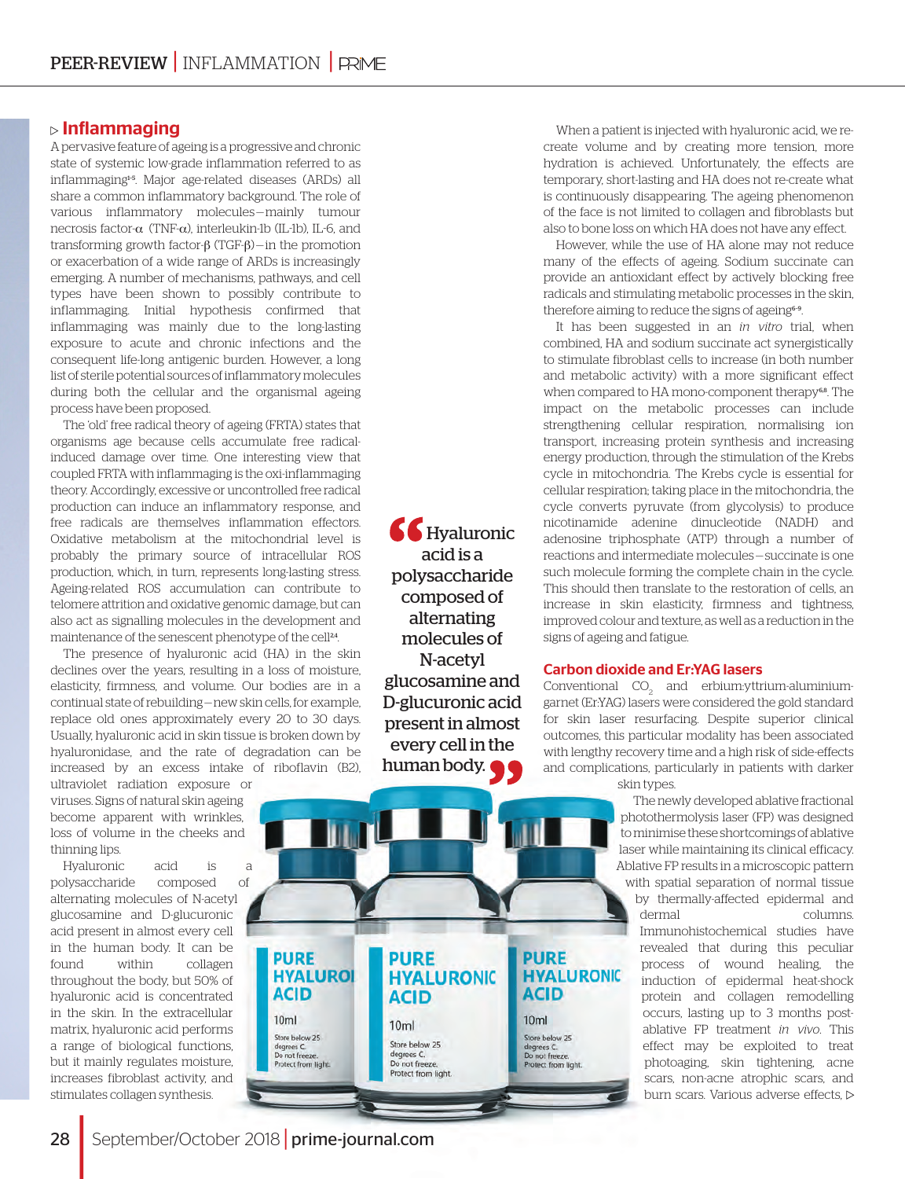## ▷ Inflammaging

A pervasive feature of ageing is a progressive and chronic state of systemic low-grade inflammation referred to as inflammaging[1-5]. Major age-related diseases (ARDs) all share a common inflammatory background. The role of various inflammatory molecules—mainly tumour necrosis factor-α (TNF-α), interleukin-1b (IL-1b), IL-6, and transforming growth factor-β (TGF-β)—in the promotion or exacerbation of a wide range of ARDs is increasingly emerging. A number of mechanisms, pathways, and cell types have been shown to possibly contribute to inflammaging. Initial hypothesis confirmed that inflammaging was mainly due to the long-lasting exposure to acute and chronic infections and the consequent life-long antigenic burden. However, a long list of sterile potential sources of inflammatory molecules during both the cellular and the organismal ageing process have been proposed.

The 'old' free radical theory of ageing (FRTA) states that organisms age because cells accumulate free radical-induced damage over time. One interesting view that coupled FRTA with inflammaging is the oxi-inflammaging theory. Accordingly, excessive or uncontrolled free radical production can induce an inflammatory response, and free radicals are themselves inflammation effectors. Oxidative metabolism at the mitochondrial level is probably the primary source of intracellular ROS production, which, in turn, represents long-lasting stress. Ageing-related ROS accumulation can contribute to telomere attrition and oxidative genomic damage, but can also act as signalling molecules in the development and maintenance of the senescent phenotype of the cell[2,4].

The presence of hyaluronic acid (HA) in the skin declines over the years, resulting in a loss of moisture, elasticity, firmness, and volume. Our bodies are in a continual state of rebuilding—new skin cells, for example, replace old ones approximately every 20 to 30 days. Usually, hyaluronic acid in skin tissue is broken down by hyaluronidase, and the rate of degradation can be increased by an excess intake of riboflavin (B2), ultraviolet radiation exposure or viruses. Signs of natural skin ageing become apparent with wrinkles, loss of volume in the cheeks and thinning lips.

Hyaluronic acid is a polysaccharide composed of alternating molecules of N-acetyl glucosamine and D-glucuronic acid present in almost every cell in the human body. It can be found within collagen throughout the body, but 50% of hyaluronic acid is concentrated in the skin. In the extracellular matrix, hyaluronic acid performs a range of biological functions, but it mainly regulates moisture, increases fibroblast activity, and stimulates collagen synthesis.

> "Hyaluronic acid is a polysaccharide composed of alternating molecules of N-acetyl glucosamine and D-glucuronic acid present in almost every cell in the human body."

When a patient is injected with hyaluronic acid, we re-create volume and by creating more tension, more hydration is achieved. Unfortunately, the effects are temporary, short-lasting and HA does not re-create what is continuously disappearing. The ageing phenomenon of the face is not limited to collagen and fibroblasts but also to bone loss on which HA does not have any effect.

However, while the use of HA alone may not reduce many of the effects of ageing. Sodium succinate can provide an antioxidant effect by actively blocking free radicals and stimulating metabolic processes in the skin, therefore aiming to reduce the signs of ageing[6-9].

It has been suggested in an *in vitro* trial, when combined, HA and sodium succinate act synergistically to stimulate fibroblast cells to increase (in both number and metabolic activity) with a more significant effect when compared to HA mono-component therapy[6,8]. The impact on the metabolic processes can include strengthening cellular respiration, normalising ion transport, increasing protein synthesis and increasing energy production, through the stimulation of the Krebs cycle in mitochondria. The Krebs cycle is essential for cellular respiration; taking place in the mitochondria, the cycle converts pyruvate (from glycolysis) to produce nicotinamide adenine dinucleotide (NADH) and adenosine triphosphate (ATP) through a number of reactions and intermediate molecules—succinate is one such molecule forming the complete chain in the cycle. This should then translate to the restoration of cells, an increase in skin elasticity, firmness and tightness, improved colour and texture, as well as a reduction in the signs of ageing and fatigue.

## Carbon dioxide and Er:YAG lasers

Conventional $CO_2$ and erbium:yttrium-aluminium-garnet (Er:YAG) lasers were considered the gold standard for skin laser resurfacing. Despite superior clinical outcomes, this particular modality has been associated with lengthy recovery time and a high risk of side-effects and complications, particularly in patients with darker skin types.

The newly developed ablative fractional photothermolysis laser (FP) was designed to minimise these shortcomings of ablative laser while maintaining its clinical efficacy. Ablative FP results in a microscopic pattern with spatial separation of normal tissue by thermally-affected epidermal and dermal columns. Immunohistochemical studies have revealed that during this peculiar process of wound healing, the induction of epidermal heat-shock protein and collagen remodelling occurs, lasting up to 3 months post-ablative FP treatment *in vivo*. This effect may be exploited to treat photoageing, skin tightening, acne scars, non-acne atrophic scars, and burn scars. Various adverse effects, ▷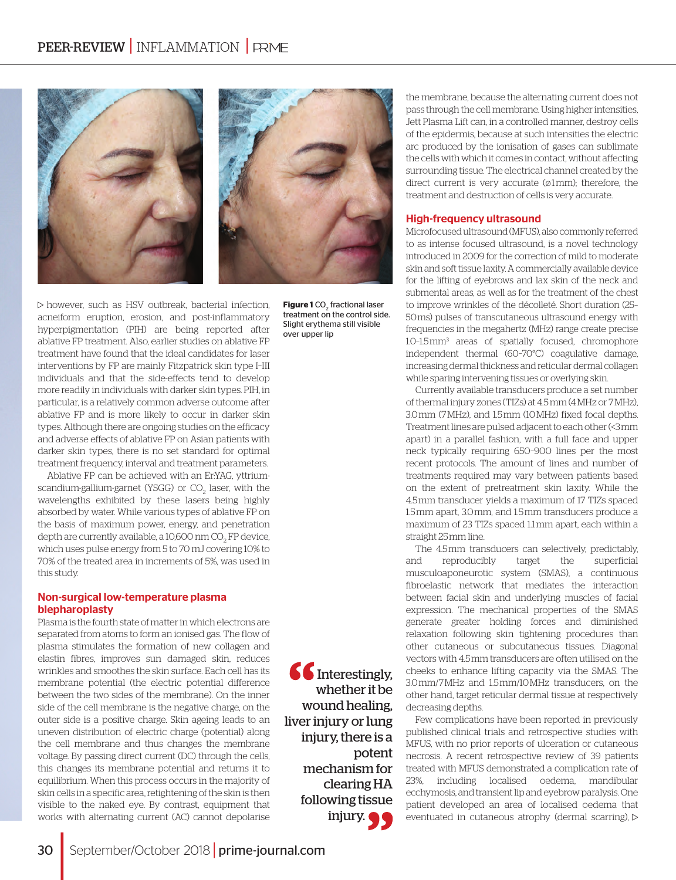however, such as HSV outbreak, bacterial infection, acneiform eruption, erosion, and post-inflammatory hyperpigmentation (PIH) are being reported after ablative FP treatment. Also, earlier studies on ablative FP treatment have found that the ideal candidates for laser interventions by FP are mainly Fitzpatrick skin type I–III individuals and that the side-effects tend to develop more readily in individuals with darker skin types. PIH, in particular, is a relatively common adverse outcome after ablative FP and is more likely to occur in darker skin types. Although there are ongoing studies on the efficacy and adverse effects of ablative FP on Asian patients with darker skin types, there is no set standard for optimal treatment frequency, interval and treatment parameters.

Ablative FP can be achieved with an Er:YAG, yttrium-scandium-gallium-garnet (YSGG) or $CO_2$ laser, with the wavelengths exhibited by these lasers being highly absorbed by water. While various types of ablative FP on the basis of maximum power, energy, and penetration depth are currently available, a 10,600 nm $CO_2$ FP device, which uses pulse energy from 5 to 70 mJ covering 10% to 70% of the treated area in increments of 5%, was used in this study.

**Figure 1** $CO_2$ fractional laser treatment on the control side. Slight erythema still visible over upper lip

## Non-surgical low-temperature plasma blepharoplasty

Plasma is the fourth state of matter in which electrons are separated from atoms to form an ionised gas. The flow of plasma stimulates the formation of new collagen and elastin fibres, improves sun damaged skin, reduces wrinkles and smoothes the skin surface. Each cell has its membrane potential (the electric potential difference between the two sides of the membrane). On the inner side of the cell membrane is the negative charge, on the outer side is a positive charge. Skin ageing leads to an uneven distribution of electric charge (potential) along the cell membrane and thus changes the membrane voltage. By passing direct current (DC) through the cells, this changes its membrane potential and returns it to equilibrium. When this process occurs in the majority of skin cells in a specific area, retightening of the skin is then visible to the naked eye. By contrast, equipment that works with alternating current (AC) cannot depolarise the membrane, because the alternating current does not pass through the cell membrane. Using higher intensities, Jett Plasma Lift can, in a controlled manner, destroy cells of the epidermis, because at such intensities the electric arc produced by the ionisation of gases can sublimate the cells with which it comes in contact, without affecting surrounding tissue. The electrical channel created by the direct current is very accurate (ø1mm); therefore, the treatment and destruction of cells is very accurate.

> "Interestingly, whether it be wound healing, liver injury or lung injury, there is a potent mechanism for clearing HA following tissue injury."

## High-frequency ultrasound

Microfocused ultrasound (MFUS), also commonly referred to as intense focused ultrasound, is a novel technology introduced in 2009 for the correction of mild to moderate skin and soft tissue laxity. A commercially available device for the lifting of eyebrows and lax skin of the neck and submental areas, as well as for the treatment of the chest to improve wrinkles of the décolleté. Short duration (25–50ms) pulses of transcutaneous ultrasound energy with frequencies in the megahertz (MHz) range create precise 1.0–1.5mm$^3$ areas of spatially focused, chromophore independent thermal (60–70°C) coagulative damage, increasing dermal thickness and reticular dermal collagen while sparing intervening tissues or overlying skin.

Currently available transducers produce a set number of thermal injury zones (TIZs) at 4.5mm (4MHz or 7MHz), 3.0mm (7MHz), and 1.5mm (10MHz) fixed focal depths. Treatment lines are pulsed adjacent to each other (<3mm apart) in a parallel fashion, with a full face and upper neck typically requiring 650–900 lines per the most recent protocols. The amount of lines and number of treatments required may vary between patients based on the extent of pretreatment skin laxity. While the 4.5mm transducer yields a maximum of 17 TIZs spaced 1.5mm apart, 3.0mm, and 1.5mm transducers produce a maximum of 23 TIZs spaced 1.1mm apart, each within a straight 25mm line.

The 4.5mm transducers can selectively, predictably, and reproducibly target the superficial musculoaponeurotic system (SMAS), a continuous fibroelastic network that mediates the interaction between facial skin and underlying muscles of facial expression. The mechanical properties of the SMAS generate greater holding forces and diminished relaxation following skin tightening procedures than other cutaneous or subcutaneous tissues. Diagonal vectors with 4.5mm transducers are often utilised on the cheeks to enhance lifting capacity via the SMAS. The 3.0mm/7MHz and 1.5mm/10MHz transducers, on the other hand, target reticular dermal tissue at respectively decreasing depths.

Few complications have been reported in previously published clinical trials and retrospective studies with MFUS, with no prior reports of ulceration or cutaneous necrosis. A recent retrospective review of 39 patients treated with MFUS demonstrated a complication rate of 23%, including localised oedema, mandibular ecchymosis, and transient lip and eyebrow paralysis. One patient developed an area of localised oedema that eventuated in cutaneous atrophy (dermal scarring),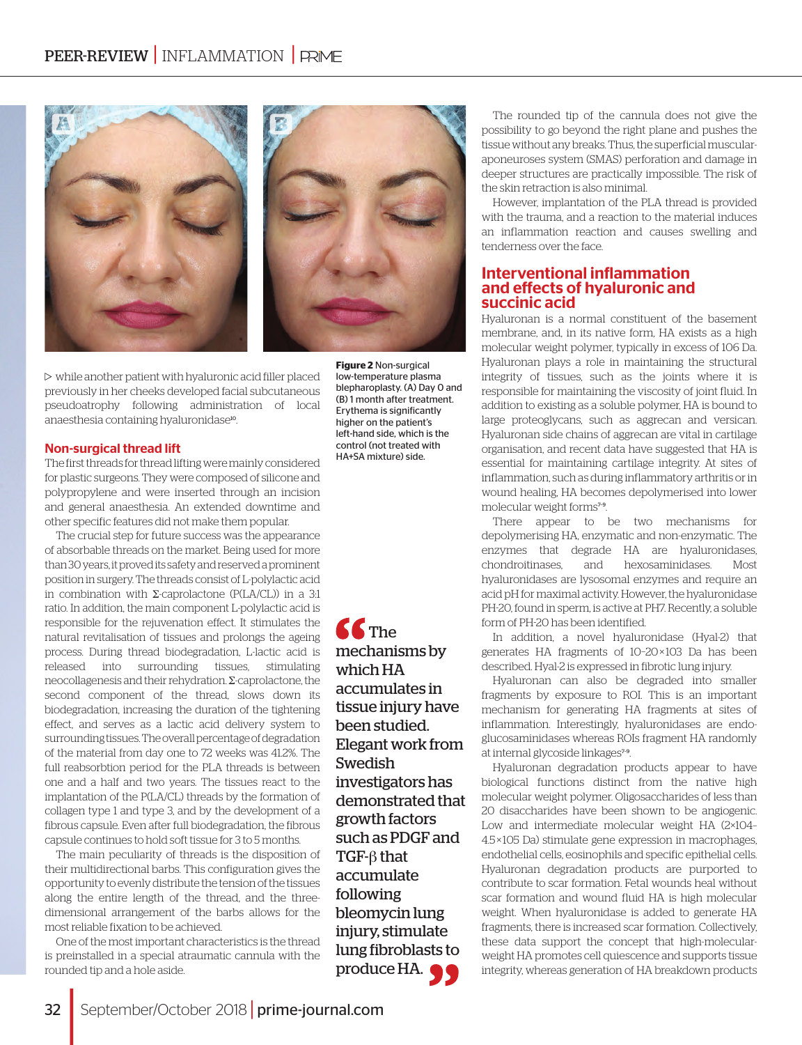▷ while another patient with hyaluronic acid filler placed previously in her cheeks developed facial subcutaneous pseudoatrophy following administration of local anaesthesia containing hyaluronidase[10].

## Non-surgical thread lift

The first threads for thread lifting were mainly considered for plastic surgeons. They were composed of silicone and polypropylene and were inserted through an incision and general anaesthesia. An extended downtime and other specific features did not make them popular.

The crucial step for future success was the appearance of absorbable threads on the market. Being used for more than 30 years, it proved its safety and reserved a prominent position in surgery. The threads consist of L-polylactic acid in combination with Σ-caprolactone (P(LA/CL)) in a 3:1 ratio. In addition, the main component L-polylactic acid is responsible for the rejuvenation effect. It stimulates the natural revitalisation of tissues and prolongs the ageing process. During thread biodegradation, L-lactic acid is released into surrounding tissues, stimulating neocollagenesis and their rehydration. Σ-caprolactone, the second component of the thread, slows down its biodegradation, increasing the duration of the tightening effect, and serves as a lactic acid delivery system to surrounding tissues. The overall percentage of degradation of the material from day one to 72 weeks was 41.2%. The full reabsorbtion period for the PLA threads is between one and a half and two years. The tissues react to the implantation of the P(LA/CL) threads by the formation of collagen type 1 and type 3, and by the development of a fibrous capsule. Even after full biodegradation, the fibrous capsule continues to hold soft tissue for 3 to 5 months.

The main peculiarity of threads is the disposition of their multidirectional barbs. This configuration gives the opportunity to evenly distribute the tension of the tissues along the entire length of the thread, and the three-dimensional arrangement of the barbs allows for the most reliable fixation to be achieved.

One of the most important characteristics is the thread is preinstalled in a special atraumatic cannula with the rounded tip and a hole aside.

**Figure 2** Non-surgical low-temperature plasma blepharoplasty. (A) Day 0 and (B) 1 month after treatment. Erythema is significantly higher on the patient's left-hand side, which is the control (not treated with HA+SA mixture) side.

> **"The mechanisms by which HA accumulates in tissue injury have been studied. Elegant work from Swedish investigators has demonstrated that growth factors such as PDGF and TGF-β that accumulate following bleomycin lung injury, stimulate lung fibroblasts to produce HA."**

The rounded tip of the cannula does not give the possibility to go beyond the right plane and pushes the tissue without any breaks. Thus, the superficial muscular-aponeuroses system (SMAS) perforation and damage in deeper structures are practically impossible. The risk of the skin retraction is also minimal.

However, implantation of the PLA thread is provided with the trauma, and a reaction to the material induces an inflammation reaction and causes swelling and tenderness over the face.

## Interventional inflammation and effects of hyaluronic and succinic acid

Hyaluronan is a normal constituent of the basement membrane, and, in its native form, HA exists as a high molecular weight polymer, typically in excess of 106 Da. Hyaluronan plays a role in maintaining the structural integrity of tissues, such as the joints where it is responsible for maintaining the viscosity of joint fluid. In addition to existing as a soluble polymer, HA is bound to large proteoglycans, such as aggrecan and versican. Hyaluronan side chains of aggrecan are vital in cartilage organisation, and recent data have suggested that HA is essential for maintaining cartilage integrity. At sites of inflammation, such as during inflammatory arthritis or in wound healing, HA becomes depolymerised into lower molecular weight forms[7-9].

There appear to be two mechanisms for depolymerising HA, enzymatic and non-enzymatic. The enzymes that degrade HA are hyaluronidases, chondroitinases, and hexosaminidases. Most hyaluronidases are lysosomal enzymes and require an acid pH for maximal activity. However, the hyaluronidase PH-20, found in sperm, is active at PH7. Recently, a soluble form of PH-20 has been identified.

In addition, a novel hyaluronidase (Hyal-2) that generates HA fragments of 10–20×103 Da has been described. Hyal-2 is expressed in fibrotic lung injury.

Hyaluronan can also be degraded into smaller fragments by exposure to ROI. This is an important mechanism for generating HA fragments at sites of inflammation. Interestingly, hyaluronidases are endo-glucosaminidases whereas ROIs fragment HA randomly at internal glycoside linkages[7-9].

Hyaluronan degradation products appear to have biological functions distinct from the native high molecular weight polymer. Oligosaccharides of less than 20 disaccharides have been shown to be angiogenic. Low and intermediate molecular weight HA (2×104–4.5×105 Da) stimulate gene expression in macrophages, endothelial cells, eosinophils and specific epithelial cells. Hyaluronan degradation products are purported to contribute to scar formation. Fetal wounds heal without scar formation and wound fluid HA is high molecular weight. When hyaluronidase is added to generate HA fragments, there is increased scar formation. Collectively, these data support the concept that high-molecular-weight HA promotes cell quiescence and supports tissue integrity, whereas generation of HA breakdown products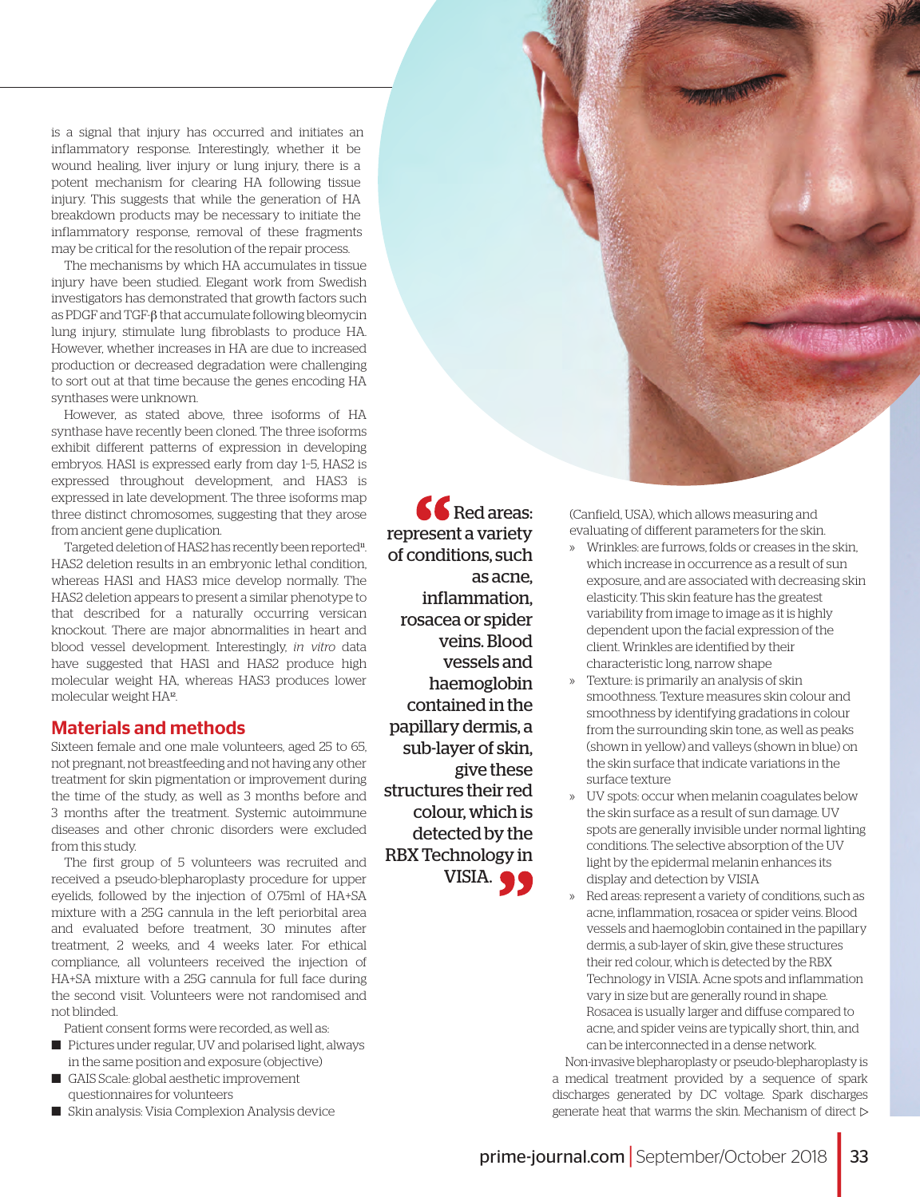is a signal that injury has occurred and initiates an inflammatory response. Interestingly, whether it be wound healing, liver injury or lung injury, there is a potent mechanism for clearing HA following tissue injury. This suggests that while the generation of HA breakdown products may be necessary to initiate the inflammatory response, removal of these fragments may be critical for the resolution of the repair process.

The mechanisms by which HA accumulates in tissue injury have been studied. Elegant work from Swedish investigators has demonstrated that growth factors such as PDGF and TGF-β that accumulate following bleomycin lung injury, stimulate lung fibroblasts to produce HA. However, whether increases in HA are due to increased production or decreased degradation were challenging to sort out at that time because the genes encoding HA synthases were unknown.

However, as stated above, three isoforms of HA synthase have recently been cloned. The three isoforms exhibit different patterns of expression in developing embryos. HAS1 is expressed early from day 1–5, HAS2 is expressed throughout development, and HAS3 is expressed in late development. The three isoforms map three distinct chromosomes, suggesting that they arose from ancient gene duplication.

Targeted deletion of HAS2 has recently been reported[11]. HAS2 deletion results in an embryonic lethal condition, whereas HAS1 and HAS3 mice develop normally. The HAS2 deletion appears to present a similar phenotype to that described for a naturally occurring versican knockout. There are major abnormalities in heart and blood vessel development. Interestingly, *in vitro* data have suggested that HAS1 and HAS2 produce high molecular weight HA, whereas HAS3 produces lower molecular weight HA[12].

## Materials and methods

Sixteen female and one male volunteers, aged 25 to 65, not pregnant, not breastfeeding and not having any other treatment for skin pigmentation or improvement during the time of the study, as well as 3 months before and 3 months after the treatment. Systemic autoimmune diseases and other chronic disorders were excluded from this study.

The first group of 5 volunteers was recruited and received a pseudo-blepharoplasty procedure for upper eyelids, followed by the injection of 0.75ml of HA+SA mixture with a 25G cannula in the left periorbital area and evaluated before treatment, 30 minutes after treatment, 2 weeks, and 4 weeks later. For ethical compliance, all volunteers received the injection of HA+SA mixture with a 25G cannula for full face during the second visit. Volunteers were not randomised and not blinded.

Patient consent forms were recorded, as well as:

- Pictures under regular, UV and polarised light, always in the same position and exposure (objective)
- GAIS Scale: global aesthetic improvement questionnaires for volunteers
- Skin analysis: Visia Complexion Analysis device (Canfield, USA), which allows measuring and evaluating of different parameters for the skin.

> "Red areas: represent a variety of conditions, such as acne, inflammation, rosacea or spider veins. Blood vessels and haemoglobin contained in the papillary dermis, a sub-layer of skin, give these structures their red colour, which is detected by the RBX Technology in VISIA."

- Wrinkles: are furrows, folds or creases in the skin, which increase in occurrence as a result of sun exposure, and are associated with decreasing skin elasticity. This skin feature has the greatest variability from image to image as it is highly dependent upon the facial expression of the client. Wrinkles are identified by their characteristic long, narrow shape
- Texture: is primarily an analysis of skin smoothness. Texture measures skin colour and smoothness by identifying gradations in colour from the surrounding skin tone, as well as peaks (shown in yellow) and valleys (shown in blue) on the skin surface that indicate variations in the surface texture
- UV spots: occur when melanin coagulates below the skin surface as a result of sun damage. UV spots are generally invisible under normal lighting conditions. The selective absorption of the UV light by the epidermal melanin enhances its display and detection by VISIA
- Red areas: represent a variety of conditions, such as acne, inflammation, rosacea or spider veins. Blood vessels and haemoglobin contained in the papillary dermis, a sub-layer of skin, give these structures their red colour, which is detected by the RBX Technology in VISIA. Acne spots and inflammation vary in size but are generally round in shape. Rosacea is usually larger and diffuse compared to acne, and spider veins are typically short, thin, and can be interconnected in a dense network.

Non-invasive blepharoplasty or pseudo-blepharoplasty is a medical treatment provided by a sequence of spark discharges generated by DC voltage. Spark discharges generate heat that warms the skin. Mechanism of direct ▷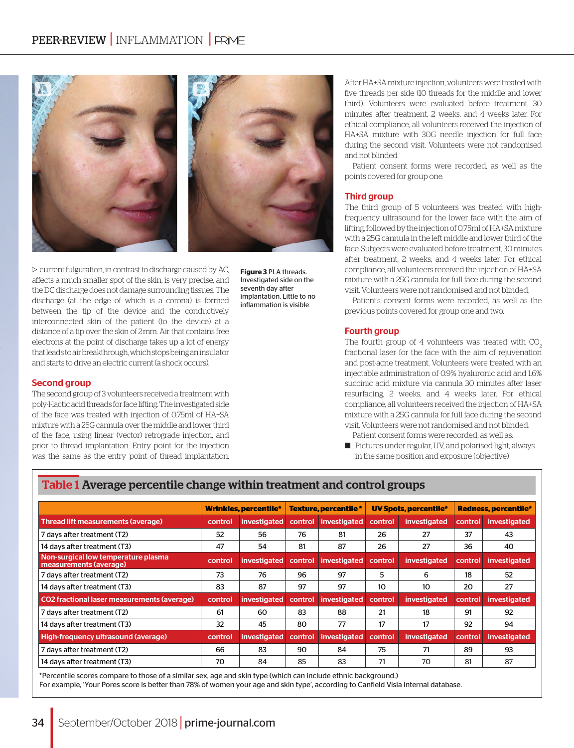current fulguration, in contrast to discharge caused by AC, affects a much smaller spot of the skin, is very precise, and the DC discharge does not damage surrounding tissues. The discharge (at the edge of which is a corona) is formed between the tip of the device and the conductively interconnected skin of the patient (to the device) at a distance of a tip over the skin of 2mm. Air that contains free electrons at the point of discharge takes up a lot of energy that leads to air breakthrough, which stops being an insulator and starts to drive an electric current (a shock occurs).

**Figure 3** PLA threads. Investigated side on the seventh day after implantation. Little to no inflammation is visible

## Second group

The second group of 3 volunteers received a treatment with poly-l-lactic acid threads for face lifting. The investigated side of the face was treated with injection of 0.75ml of HA+SA mixture with a 25G cannula over the middle and lower third of the face, using linear (vector) retrograde injection, and prior to thread implantation. Entry point for the injection was the same as the entry point of thread implantation.

After HA+SA mixture injection, volunteers were treated with five threads per side (10 threads for the middle and lower third). Volunteers were evaluated before treatment, 30 minutes after treatment, 2 weeks, and 4 weeks later. For ethical compliance, all volunteers received the injection of HA+SA mixture with 30G needle injection for full face during the second visit. Volunteers were not randomised and not blinded.

Patient consent forms were recorded, as well as the points covered for group one.

## Third group

The third group of 5 volunteers was treated with high-frequency ultrasound for the lower face with the aim of lifting, followed by the injection of 0.75ml of HA+SA mixture with a 25G cannula in the left middle and lower third of the face. Subjects were evaluated before treatment, 30 minutes after treatment, 2 weeks, and 4 weeks later. For ethical compliance, all volunteers received the injection of HA+SA mixture with a 25G cannula for full face during the second visit. Volunteers were not randomised and not blinded.

Patient's consent forms were recorded, as well as the previous points covered for group one and two.

## Fourth group

The fourth group of 4 volunteers was treated with $CO_2$ fractional laser for the face with the aim of rejuvenation and post-acne treatment. Volunteers were treated with an injectable administration of 0.9% hyaluronic acid and 1.6% succinic acid mixture via cannula 30 minutes after laser resurfacing, 2 weeks, and 4 weeks later. For ethical compliance, all volunteers received the injection of HA+SA mixture with a 25G cannula for full face during the second visit. Volunteers were not randomised and not blinded.

Patient consent forms were recorded, as well as:

- Pictures under regular, UV, and polarised light, always in the same position and exposure (objective)

**Table 1** Average percentile change within treatment and control groups

| | Wrinkles, percentile* | | Texture, percentile* | | UV Spots, percentile* | | Redness, percentile* | |
|---|---|---|---|---|---|---|---|---|
| **Thread lift measurements (average)** | control | investigated | control | investigated | control | investigated | control | investigated |
| 7 days after treatment (T2) | 52 | 56 | 76 | 81 | 26 | 27 | 37 | 43 |
| 14 days after treatment (T3) | 47 | 54 | 81 | 87 | 26 | 27 | 36 | 40 |
| **Non-surgical low temperature plasma measurements (average)** | control | investigated | control | investigated | control | investigated | control | investigated |
| 7 days after treatment (T2) | 73 | 76 | 96 | 97 | 5 | 6 | 18 | 52 |
| 14 days after treatment (T3) | 83 | 87 | 97 | 97 | 10 | 10 | 20 | 27 |
| **CO2 fractional laser measurements (average)** | control | investigated | control | investigated | control | investigated | control | investigated |
| 7 days after treatment (T2) | 61 | 60 | 83 | 88 | 21 | 18 | 91 | 92 |
| 14 days after treatment (T3) | 32 | 45 | 80 | 77 | 17 | 17 | 92 | 94 |
| **High-frequency ultrasound (average)** | control | investigated | control | investigated | control | investigated | control | investigated |
| 7 days after treatment (T2) | 66 | 83 | 90 | 84 | 75 | 71 | 89 | 93 |
| 14 days after treatment (T3) | 70 | 84 | 85 | 83 | 71 | 70 | 81 | 87 |

*Percentile scores compare to those of a similar sex, age and skin type (which can include ethnic background.)
For example, 'Your Pores score is better than 78% of women your age and skin type', according to Canfield Visia internal database.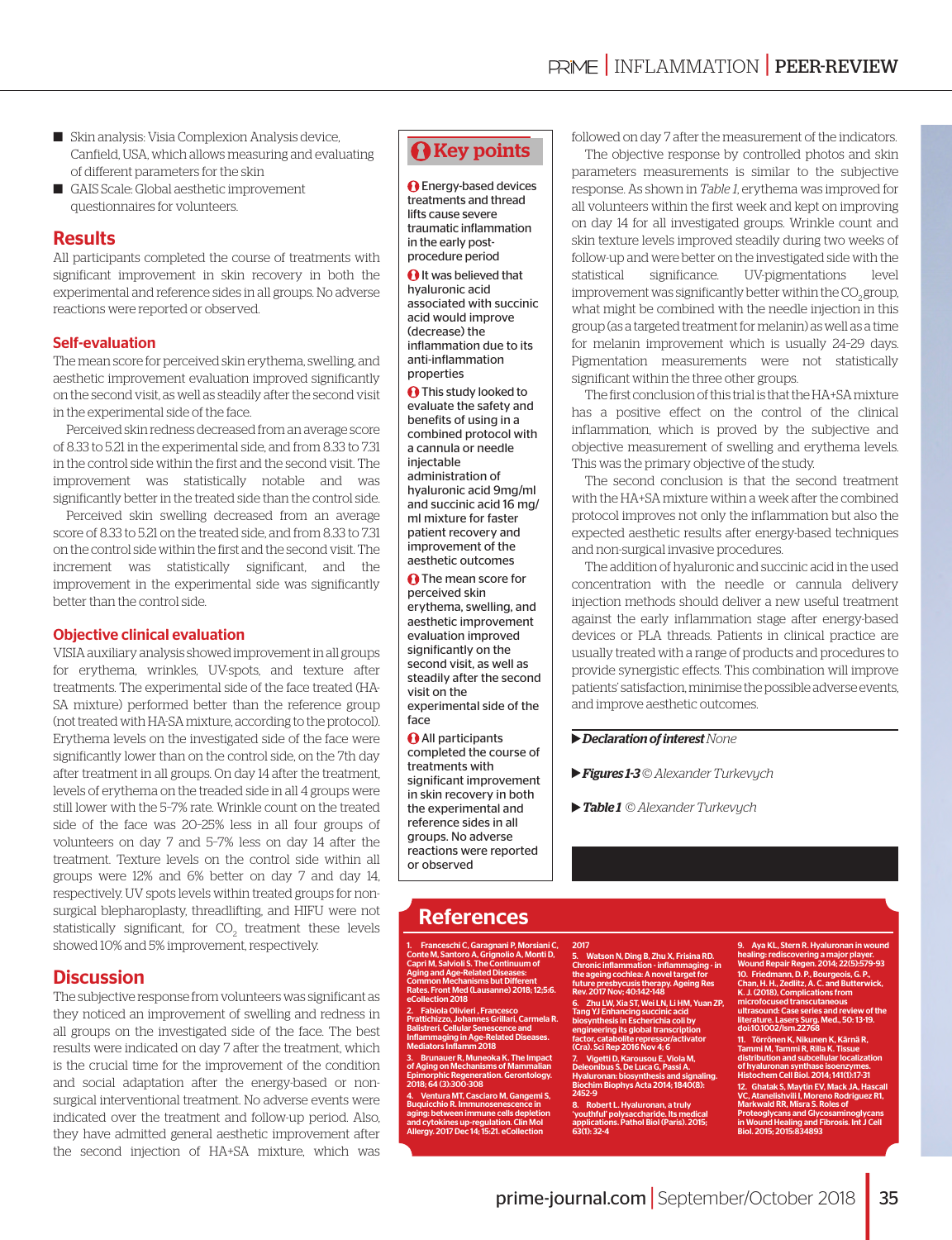- Skin analysis: Visia Complexion Analysis device, Canfield, USA, which allows measuring and evaluating of different parameters for the skin
- GAIS Scale: Global aesthetic improvement questionnaires for volunteers.

## Results

All participants completed the course of treatments with significant improvement in skin recovery in both the experimental and reference sides in all groups. No adverse reactions were reported or observed.

### Self-evaluation

The mean score for perceived skin erythema, swelling, and aesthetic improvement evaluation improved significantly on the second visit, as well as steadily after the second visit in the experimental side of the face.

Perceived skin redness decreased from an average score of 8.33 to 5.21 in the experimental side, and from 8.33 to 7.31 in the control side within the first and the second visit. The improvement was statistically notable and was significantly better in the treated side than the control side.

Perceived skin swelling decreased from an average score of 8.33 to 5.21 on the treated side, and from 8.33 to 7.31 on the control side within the first and the second visit. The increment was statistically significant, and the improvement in the experimental side was significantly better than the control side.

### Objective clinical evaluation

VISIA auxiliary analysis showed improvement in all groups for erythema, wrinkles, UV-spots, and texture after treatments. The experimental side of the face treated (HA-SA mixture) performed better than the reference group (not treated with HA-SA mixture, according to the protocol). Erythema levels on the investigated side of the face were significantly lower than on the control side, on the 7th day after treatment in all groups. On day 14 after the treatment, levels of erythema on the treaded side in all 4 groups were still lower with the 5–7% rate. Wrinkle count on the treated side of the face was 20–25% less in all four groups of volunteers on day 7 and 5–7% less on day 14 after the treatment. Texture levels on the control side within all groups were 12% and 6% better on day 7 and day 14, respectively. UV spots levels within treated groups for non-surgical blepharoplasty, threadlifting, and HIFU were not statistically significant, for $CO_2$ treatment these levels showed 10% and 5% improvement, respectively.

## Discussion

The subjective response from volunteers was significant as they noticed an improvement of swelling and redness in all groups on the investigated side of the face. The best results were indicated on day 7 after the treatment, which is the crucial time for the improvement of the condition and social adaptation after the energy-based or non-surgical interventional treatment. No adverse events were indicated over the treatment and follow-up period. Also, they have admitted general aesthetic improvement after the second injection of HA+SA mixture, which was followed on day 7 after the measurement of the indicators.

The objective response by controlled photos and skin parameters measurements is similar to the subjective response. As shown in *Table 1*, erythema was improved for all volunteers within the first week and kept on improving on day 14 for all investigated groups. Wrinkle count and skin texture levels improved steadily during two weeks of follow-up and were better on the investigated side with the statistical significance. UV-pigmentations level improvement was significantly better within the $CO_2$ group, what might be combined with the needle injection in this group (as a targeted treatment for melanin) as well as a time for melanin improvement which is usually 24–29 days. Pigmentation measurements were not statistically significant within the three other groups.

The first conclusion of this trial is that the HA+SA mixture has a positive effect on the control of the clinical inflammation, which is proved by the subjective and objective measurement of swelling and erythema levels. This was the primary objective of the study.

The second conclusion is that the second treatment with the HA+SA mixture within a week after the combined protocol improves not only the inflammation but also the expected aesthetic results after energy-based techniques and non-surgical invasive procedures.

The addition of hyaluronic and succinic acid in the used concentration with the needle or cannula delivery injection methods should deliver a new useful treatment against the early inflammation stage after energy-based devices or PLA threads. Patients in clinical practice are usually treated with a range of products and procedures to provide synergistic effects. This combination will improve patients' satisfaction, minimise the possible adverse events, and improve aesthetic outcomes.

> **Key points**
>
> - Energy-based devices treatments and thread lifts cause severe traumatic inflammation in the early post-procedure period
> - It was believed that hyaluronic acid associated with succinic acid would improve (decrease) the inflammation due to its anti-inflammation properties
> - This study looked to evaluate the safety and benefits of using in a combined protocol with a cannula or needle injectable administration of hyaluronic acid 9mg/ml and succinic acid 16 mg/ml mixture for faster patient recovery and improvement of the aesthetic outcomes
> - The mean score for perceived skin erythema, swelling, and aesthetic improvement evaluation improved significantly on the second visit, as well as steadily after the second visit on the experimental side of the face
> - All participants completed the course of treatments with significant improvement in skin recovery in both the experimental and reference sides in all groups. No adverse reactions were reported or observed

▶ ***Declaration of interest*** *None*

▶ ***Figures 1-3*** *© Alexander Turkevych*

▶ ***Table 1*** *© Alexander Turkevych*

## References

1. Franceschi C, Garagnani P, Morsiani C, Conte M, Santoro A, Grignolio A, Monti D, Capri M, Salvioli S. The Continuum of Aging and Age-Related Diseases: Common Mechanisms but Different Rates. Front Med (Lausanne) 2018; 12;5:6. eCollection 2018
2. Fabiola Olivieri, Francesco Prattichizzo, Johannes Grillari, Carmela R. Balistreri. Cellular Senescence and Inflammaging in Age-Related Diseases. Mediators Inflamm 2018
3. Brunauer R, Muneoka K. The Impact of Aging on Mechanisms of Mammalian Epimorphic Regeneration. Gerontology. 2018; 64 (3):300-308
4. Ventura MT, Casciaro M, Gangemi S, Buquicchio R. Immunosenescence in aging: between immune cells depletion and cytokines up-regulation. Clin Mol Allergy. 2017 Dec 14; 15:21. eCollection 2017
5. Watson N, Ding B, Zhu X, Frisina RD. Chronic inflammation - inflammaging - in the ageing cochlea: A novel target for future presbycusis therapy. Ageing Res Rev. 2017 Nov; 40:142-148
6. Zhu LW, Xia ST, Wei LN, Li HM, Yuan ZP, Tang YJ Enhancing succinic acid biosynthesis in Escherichia coli by engineering its global transcription factor, catabolite repressor/activator (Cra). Sci Rep 2016 Nov 4; 6
7. Vigetti D, Karousou E, Viola M, Deleonibus S, De Luca G, Passi A. Hyaluronan: biosynthesis and signaling. Biochim Biophys Acta 2014; 1840(8): 2452-9
8. Robert L. Hyaluronan, a truly 'youthful' polysaccharide. Its medical applications. Pathol Biol (Paris). 2015; 63(1): 32-4
9. Aya KL, Stern R. Hyaluronan in wound healing: rediscovering a major player. Wound Repair Regen. 2014; 22(5):579-93
10. Friedmann, D. P., Bourgeois, G. P., Chan, H. H., Zedlitz, A. C. and Butterwick, K. J. (2018), Complications from microfocused transcutaneous ultrasound: Case series and review of the literature. Lasers Surg. Med., 50: 13-19. doi:10.1002/lsm.22768
11. Törrönen K, Nikunen K, Kärnä R, Tammi M, Tammi R, Rilla K. Tissue distribution and subcellular localization of hyaluronan synthase isoenzymes. Histochem Cell Biol. 2014; 141(1):17-31
12. Ghatak S, Maytin EV, Mack JA, Hascall VC, Atanelishvili I, Moreno Rodriguez R1, Markwald RR, Misra S. Roles of Proteoglycans and Glycosaminoglycans in Wound Healing and Fibrosis. Int J Cell Biol. 2015; 2015:834893